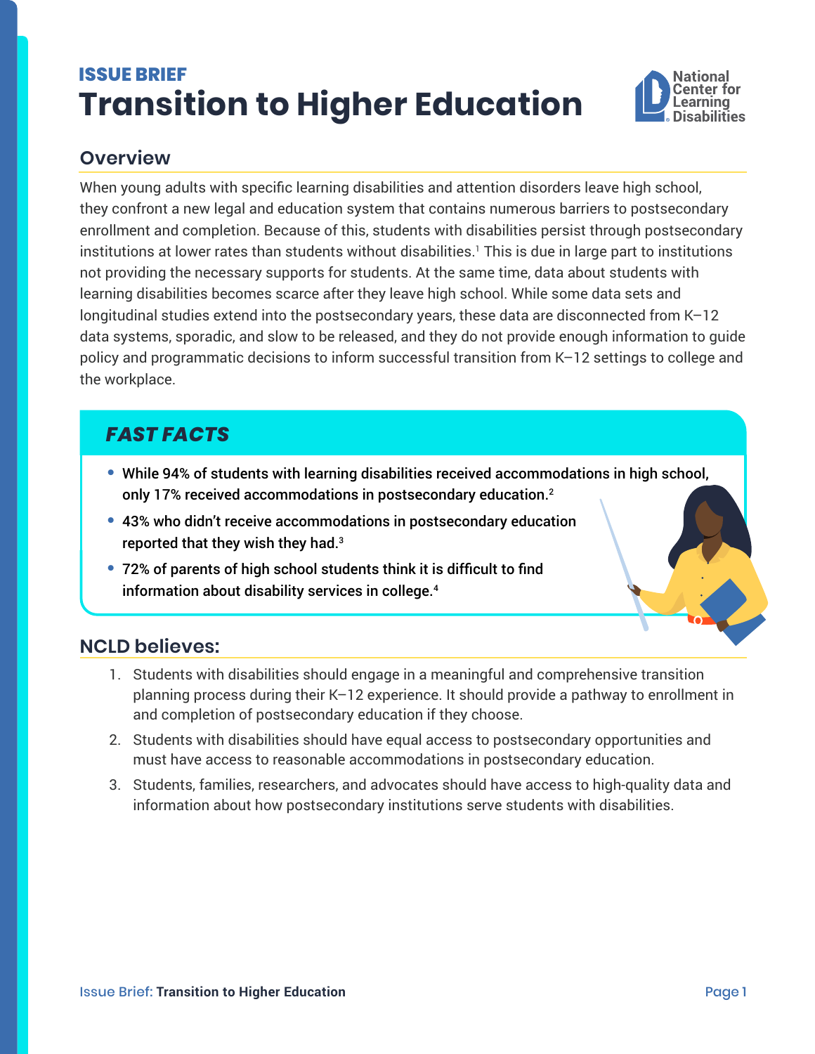ISSUE BRIEF

# Transition to Higher Education

## Overview

When young adults with specific learning disabilities and attention disorders leave high school, they confront a new legal and education system that contains numerous barriers to postsecondary enrollment and completion. Because of this, students with disabilities persist through postsecondary institutions at lower rates than students without disabilities.[1] This is due in large part to institutions not providing the necessary supports for students. At the same time, data about students with learning disabilities becomes scarce after they leave high school. While some data sets and longitudinal studies extend into the postsecondary years, these data are disconnected from K–12 data systems, sporadic, and slow to be released, and they do not provide enough information to guide policy and programmatic decisions to inform successful transition from K–12 settings to college and the workplace.

## *FAST FACTS*

- While 94% of students with learning disabilities received accommodations in high school, only 17% received accommodations in postsecondary education.[2]
- 43% who didn't receive accommodations in postsecondary education reported that they wish they had.[3]
- 72% of parents of high school students think it is difficult to find information about disability services in college.[4]

## NCLD believes:

1. Students with disabilities should engage in a meaningful and comprehensive transition planning process during their K–12 experience. It should provide a pathway to enrollment in and completion of postsecondary education if they choose.
2. Students with disabilities should have equal access to postsecondary opportunities and must have access to reasonable accommodations in postsecondary education.
3. Students, families, researchers, and advocates should have access to high-quality data and information about how postsecondary institutions serve students with disabilities.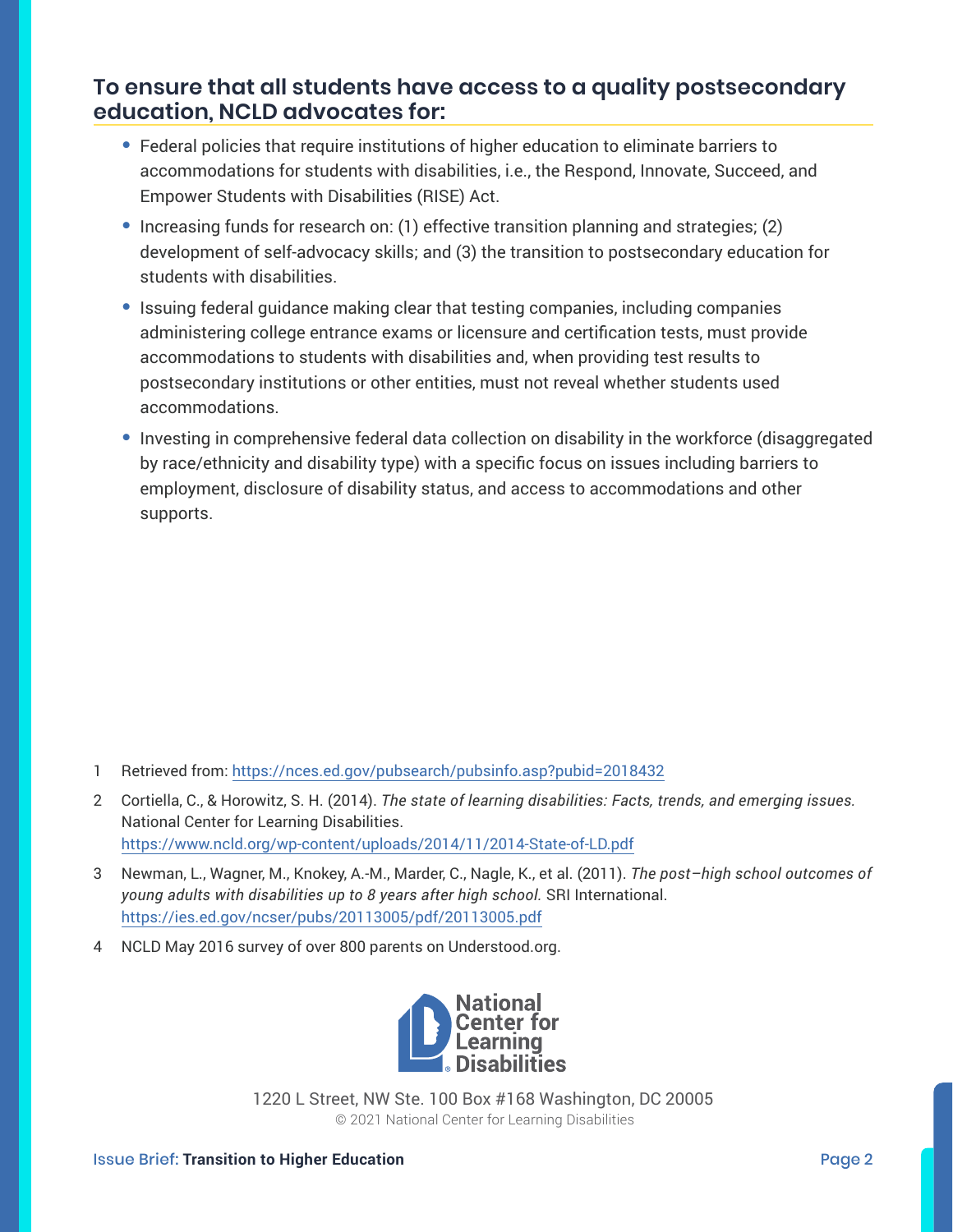## To ensure that all students have access to a quality postsecondary education, NCLD advocates for:

- Federal policies that require institutions of higher education to eliminate barriers to accommodations for students with disabilities, i.e., the Respond, Innovate, Succeed, and Empower Students with Disabilities (RISE) Act.
- Increasing funds for research on: (1) effective transition planning and strategies; (2) development of self-advocacy skills; and (3) the transition to postsecondary education for students with disabilities.
- Issuing federal guidance making clear that testing companies, including companies administering college entrance exams or licensure and certification tests, must provide accommodations to students with disabilities and, when providing test results to postsecondary institutions or other entities, must not reveal whether students used accommodations.
- Investing in comprehensive federal data collection on disability in the workforce (disaggregated by race/ethnicity and disability type) with a specific focus on issues including barriers to employment, disclosure of disability status, and access to accommodations and other supports.

1 Retrieved from: https://nces.ed.gov/pubsearch/pubsinfo.asp?pubid=2018432

2 Cortiella, C., & Horowitz, S. H. (2014). *The state of learning disabilities: Facts, trends, and emerging issues.* National Center for Learning Disabilities. https://www.ncld.org/wp-content/uploads/2014/11/2014-State-of-LD.pdf

3 Newman, L., Wagner, M., Knokey, A.-M., Marder, C., Nagle, K., et al. (2011). *The post–high school outcomes of young adults with disabilities up to 8 years after high school.* SRI International. https://ies.ed.gov/ncser/pubs/20113005/pdf/20113005.pdf

4 NCLD May 2016 survey of over 800 parents on Understood.org.

National Center for Learning Disabilities

1220 L Street, NW Ste. 100 Box #168 Washington, DC 20005

© 2021 National Center for Learning Disabilities